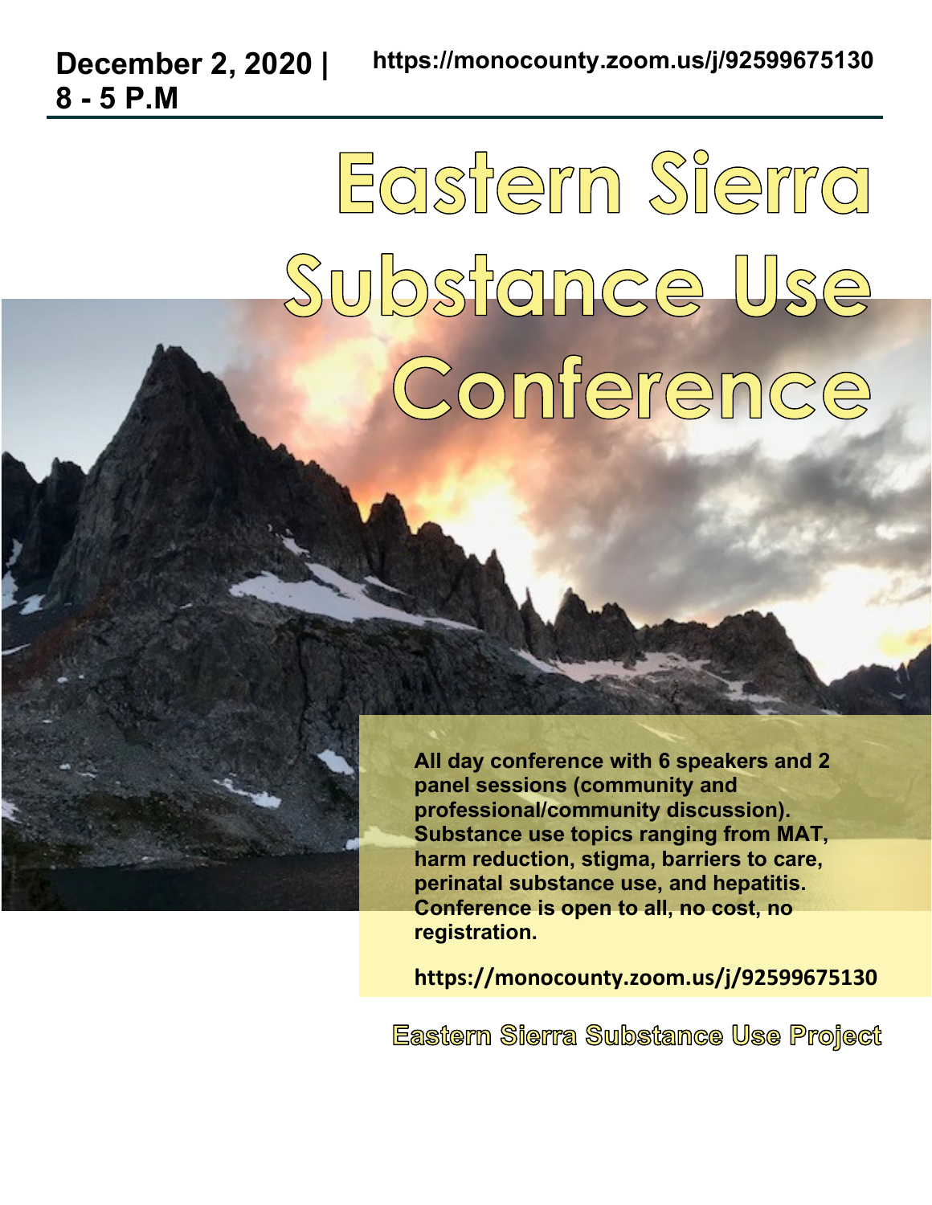**December 2, 2020 | 8 - 5 P.M**

**https://monocounty.zoom.us/j/92599675130**

# Eastern Sierra Substance Use Conference

**All day conference with 6 speakers and 2 panel sessions (community and professional/community discussion). Substance use topics ranging from MAT, harm reduction, stigma, barriers to care, perinatal substance use, and hepatitis. Conference is open to all, no cost, no registration.**

**https://monocounty.zoom.us/j/92599675130**

## Eastern Sierra Substance Use Project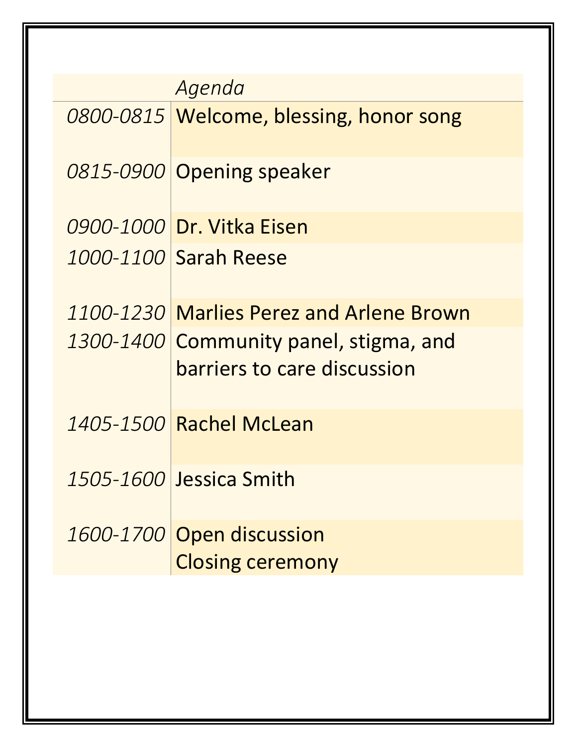| | *Agenda* |
|---|---|
| *0800-0815* | Welcome, blessing, honor song |
| *0815-0900* | Opening speaker |
| *0900-1000* | Dr. Vitka Eisen |
| *1000-1100* | Sarah Reese |
| *1100-1230* | Marlies Perez and Arlene Brown |
| *1300-1400* | Community panel, stigma, and barriers to care discussion |
| *1405-1500* | Rachel McLean |
| *1505-1600* | Jessica Smith |
| *1600-1700* | Open discussion<br>Closing ceremony |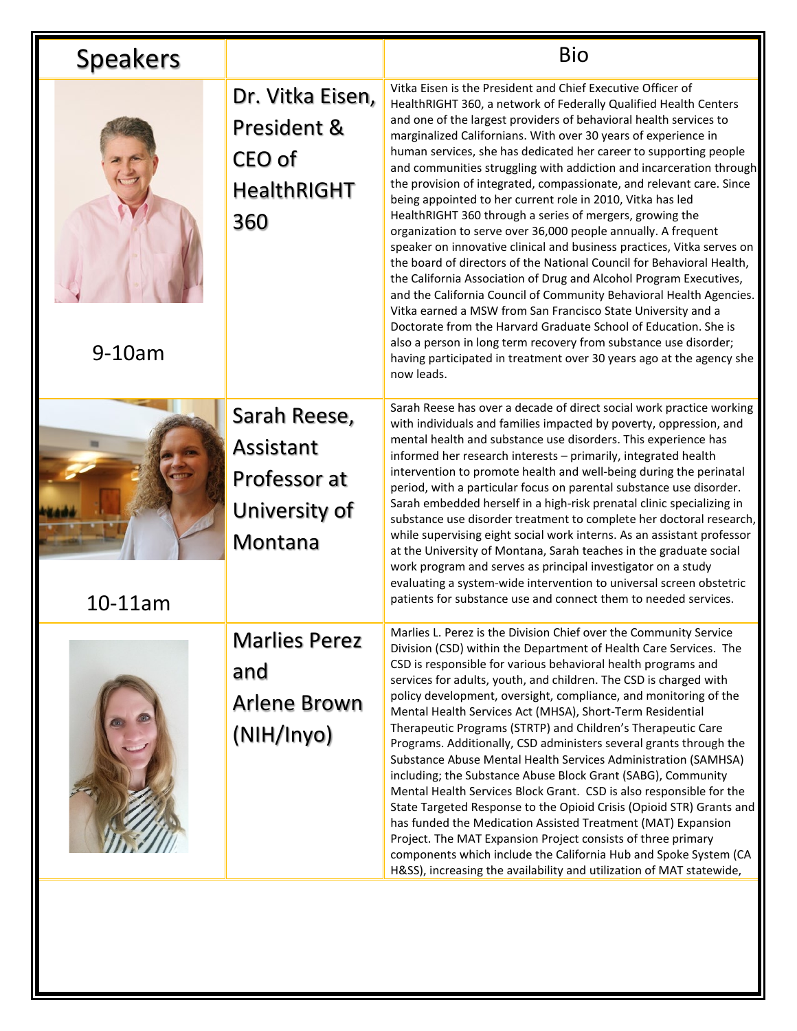| Speakers | | Bio |
|---|---|---|
| 9-10am | Dr. Vitka Eisen, President & CEO of HealthRIGHT 360 | Vitka Eisen is the President and Chief Executive Officer of HealthRIGHT 360, a network of Federally Qualified Health Centers and one of the largest providers of behavioral health services to marginalized Californians. With over 30 years of experience in human services, she has dedicated her career to supporting people and communities struggling with addiction and incarceration through the provision of integrated, compassionate, and relevant care. Since being appointed to her current role in 2010, Vitka has led HealthRIGHT 360 through a series of mergers, growing the organization to serve over 36,000 people annually. A frequent speaker on innovative clinical and business practices, Vitka serves on the board of directors of the National Council for Behavioral Health, the California Association of Drug and Alcohol Program Executives, and the California Council of Community Behavioral Health Agencies. Vitka earned a MSW from San Francisco State University and a Doctorate from the Harvard Graduate School of Education. She is also a person in long term recovery from substance use disorder; having participated in treatment over 30 years ago at the agency she now leads. |
| 10-11am | Sarah Reese, Assistant Professor at University of Montana | Sarah Reese has over a decade of direct social work practice working with individuals and families impacted by poverty, oppression, and mental health and substance use disorders. This experience has informed her research interests – primarily, integrated health intervention to promote health and well-being during the perinatal period, with a particular focus on parental substance use disorder. Sarah embedded herself in a high-risk prenatal clinic specializing in substance use disorder treatment to complete her doctoral research, while supervising eight social work interns. As an assistant professor at the University of Montana, Sarah teaches in the graduate social work program and serves as principal investigator on a study evaluating a system-wide intervention to universal screen obstetric patients for substance use and connect them to needed services. |
| | Marlies Perez and Arlene Brown (NIH/Inyo) | Marlies L. Perez is the Division Chief over the Community Service Division (CSD) within the Department of Health Care Services. The CSD is responsible for various behavioral health programs and services for adults, youth, and children. The CSD is charged with policy development, oversight, compliance, and monitoring of the Mental Health Services Act (MHSA), Short-Term Residential Therapeutic Programs (STRTP) and Children's Therapeutic Care Programs. Additionally, CSD administers several grants through the Substance Abuse Mental Health Services Administration (SAMHSA) including; the Substance Abuse Block Grant (SABG), Community Mental Health Services Block Grant. CSD is also responsible for the State Targeted Response to the Opioid Crisis (Opioid STR) Grants and has funded the Medication Assisted Treatment (MAT) Expansion Project. The MAT Expansion Project consists of three primary components which include the California Hub and Spoke System (CA H&SS), increasing the availability and utilization of MAT statewide, |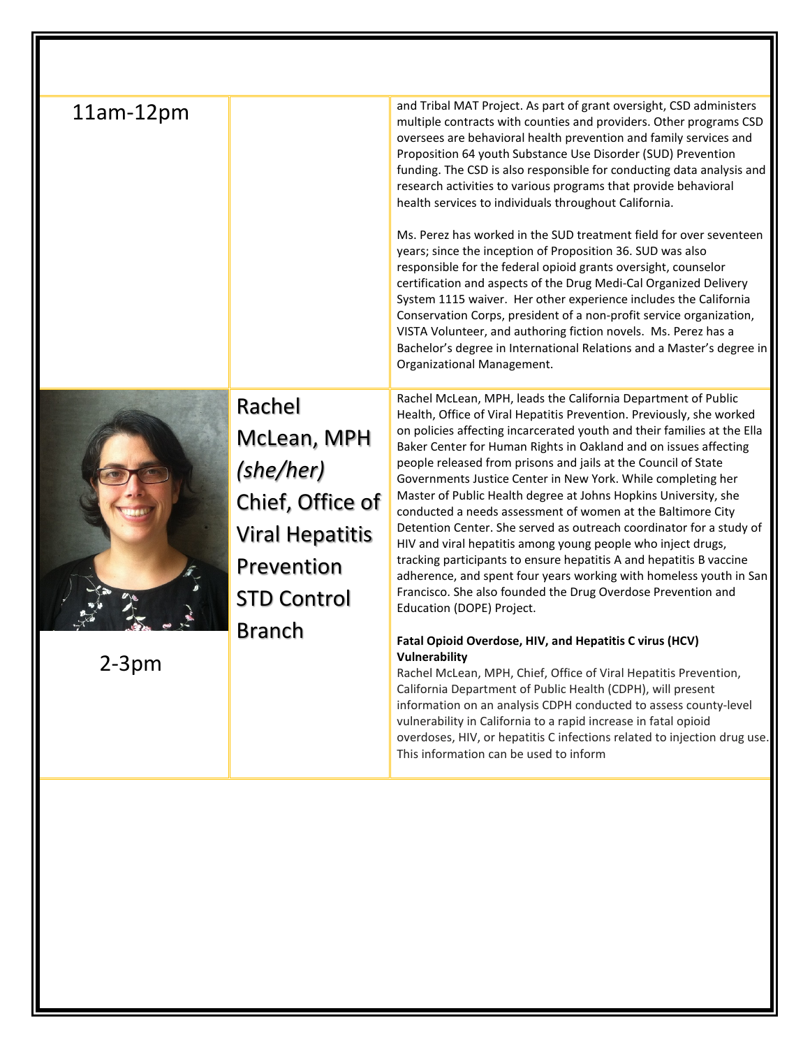| | | |
|---|---|---|
| 11am-12pm | | and Tribal MAT Project. As part of grant oversight, CSD administers multiple contracts with counties and providers. Other programs CSD oversees are behavioral health prevention and family services and Proposition 64 youth Substance Use Disorder (SUD) Prevention funding. The CSD is also responsible for conducting data analysis and research activities to various programs that provide behavioral health services to individuals throughout California.<br><br>Ms. Perez has worked in the SUD treatment field for over seventeen years; since the inception of Proposition 36. SUD was also responsible for the federal opioid grants oversight, counselor certification and aspects of the Drug Medi-Cal Organized Delivery System 1115 waiver. Her other experience includes the California Conservation Corps, president of a non-profit service organization, VISTA Volunteer, and authoring fiction novels. Ms. Perez has a Bachelor's degree in International Relations and a Master's degree in Organizational Management. |
| 2-3pm | Rachel McLean, MPH *(she/her)* Chief, Office of Viral Hepatitis Prevention STD Control Branch | Rachel McLean, MPH, leads the California Department of Public Health, Office of Viral Hepatitis Prevention. Previously, she worked on policies affecting incarcerated youth and their families at the Ella Baker Center for Human Rights in Oakland and on issues affecting people released from prisons and jails at the Council of State Governments Justice Center in New York. While completing her Master of Public Health degree at Johns Hopkins University, she conducted a needs assessment of women at the Baltimore City Detention Center. She served as outreach coordinator for a study of HIV and viral hepatitis among young people who inject drugs, tracking participants to ensure hepatitis A and hepatitis B vaccine adherence, and spent four years working with homeless youth in San Francisco. She also founded the Drug Overdose Prevention and Education (DOPE) Project.<br><br>**Fatal Opioid Overdose, HIV, and Hepatitis C virus (HCV) Vulnerability**<br>Rachel McLean, MPH, Chief, Office of Viral Hepatitis Prevention, California Department of Public Health (CDPH), will present information on an analysis CDPH conducted to assess county-level vulnerability in California to a rapid increase in fatal opioid overdoses, HIV, or hepatitis C infections related to injection drug use. This information can be used to inform |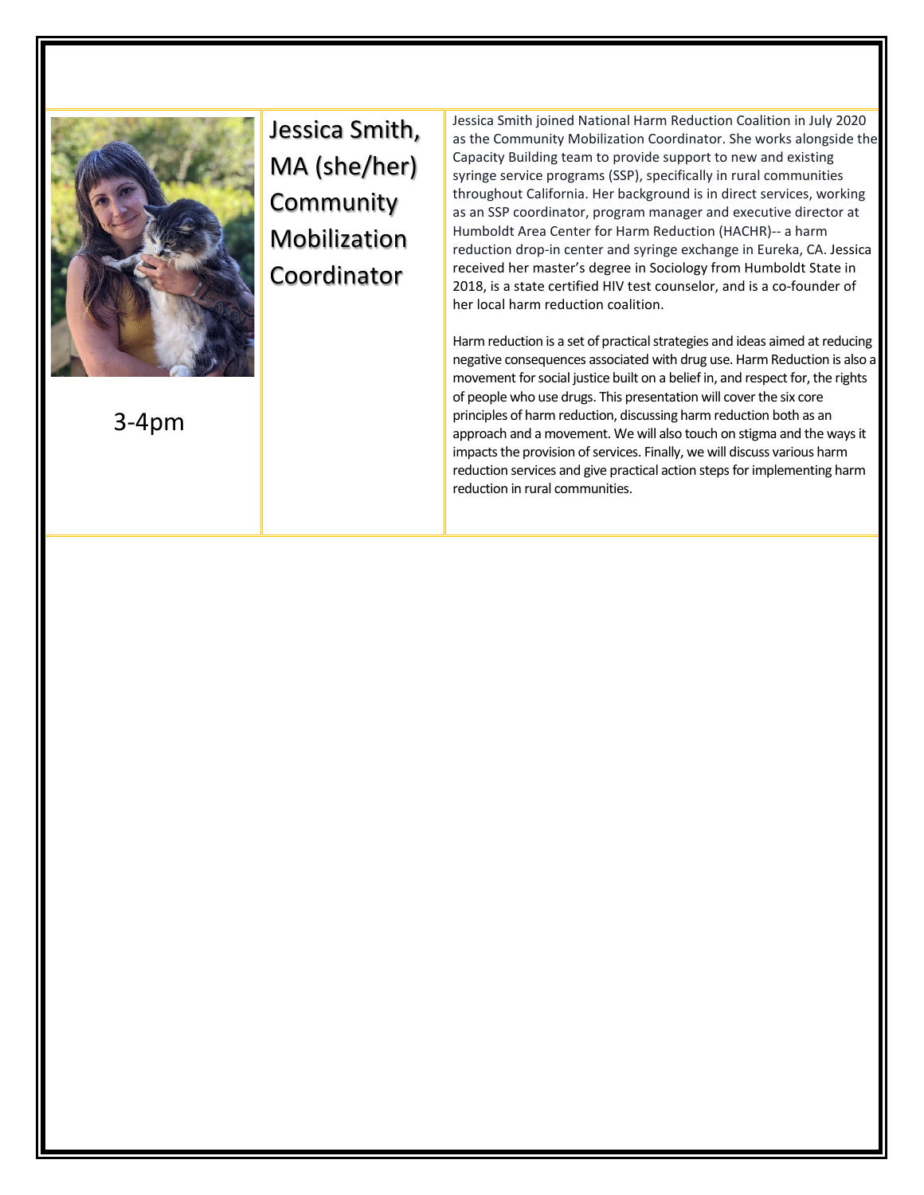| | | |
|---|---|---|
| 3-4pm | Jessica Smith, MA (she/her) Community Mobilization Coordinator | Jessica Smith joined National Harm Reduction Coalition in July 2020 as the Community Mobilization Coordinator. She works alongside the Capacity Building team to provide support to new and existing syringe service programs (SSP), specifically in rural communities throughout California. Her background is in direct services, working as an SSP coordinator, program manager and executive director at Humboldt Area Center for Harm Reduction (HACHR)-- a harm reduction drop-in center and syringe exchange in Eureka, CA. Jessica received her master's degree in Sociology from Humboldt State in 2018, is a state certified HIV test counselor, and is a co-founder of her local harm reduction coalition.<br><br>Harm reduction is a set of practical strategies and ideas aimed at reducing negative consequences associated with drug use. Harm Reduction is also a movement for social justice built on a belief in, and respect for, the rights of people who use drugs. This presentation will cover the six core principles of harm reduction, discussing harm reduction both as an approach and a movement. We will also touch on stigma and the ways it impacts the provision of services. Finally, we will discuss various harm reduction services and give practical action steps for implementing harm reduction in rural communities. |